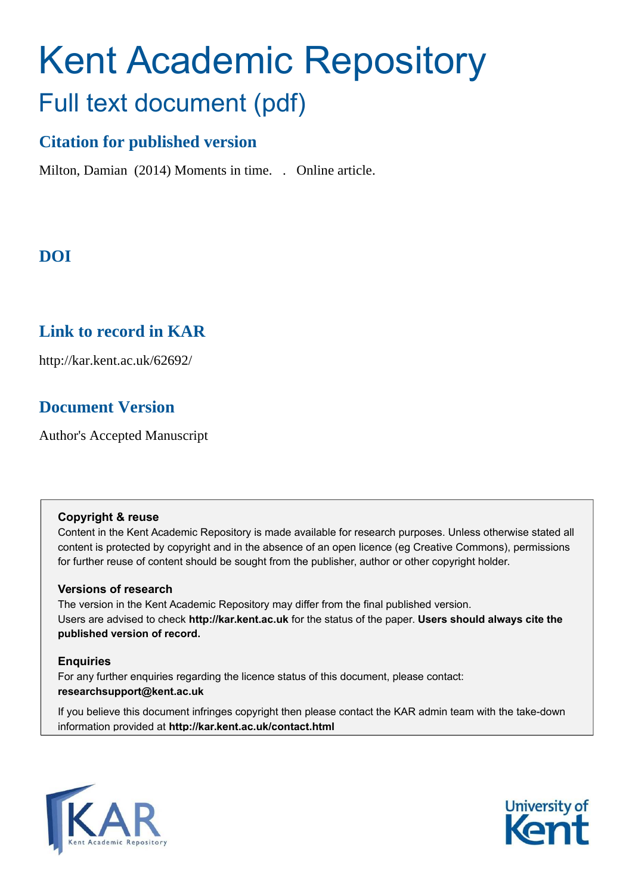# Kent Academic Repository

## Full text document (pdf)

## Citation for published version

Milton, Damian (2014) Moments in time. . Online article.

## DOI

## Link to record in KAR

http://kar.kent.ac.uk/62692/

## Document Version

Author's Accepted Manuscript

**Copyright & reuse**

Content in the Kent Academic Repository is made available for research purposes. Unless otherwise stated all content is protected by copyright and in the absence of an open licence (eg Creative Commons), permissions for further reuse of content should be sought from the publisher, author or other copyright holder.

**Versions of research**

The version in the Kent Academic Repository may differ from the final published version. Users are advised to check **http://kar.kent.ac.uk** for the status of the paper. **Users should always cite the published version of record.**

**Enquiries**

For any further enquiries regarding the licence status of this document, please contact: **researchsupport@kent.ac.uk**

If you believe this document infringes copyright then please contact the KAR admin team with the take-down information provided at **http://kar.kent.ac.uk/contact.html**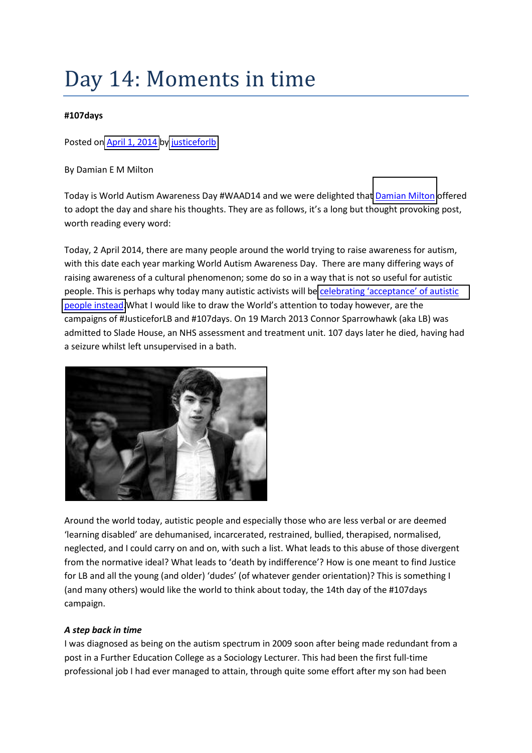# Day 14: Moments in time

**#107days**

Posted on April 1, 2014 by justiceforlb

By Damian E M Milton

Today is World Autism Awareness Day #WAAD14 and we were delighted that Damian Milton offered to adopt the day and share his thoughts. They are as follows, it's a long but thought provoking post, worth reading every word:

Today, 2 April 2014, there are many people around the world trying to raise awareness for autism, with this date each year marking World Autism Awareness Day. There are many differing ways of raising awareness of a cultural phenomenon; some do so in a way that is not so useful for autistic people. This is perhaps why today many autistic activists will be celebrating 'acceptance' of autistic people instead. What I would like to draw the World's attention to today however, are the campaigns of #JusticeforLB and #107days. On 19 March 2013 Connor Sparrowhawk (aka LB) was admitted to Slade House, an NHS assessment and treatment unit. 107 days later he died, having had a seizure whilst left unsupervised in a bath.

Around the world today, autistic people and especially those who are less verbal or are deemed 'learning disabled' are dehumanised, incarcerated, restrained, bullied, therapised, normalised, neglected, and I could carry on and on, with such a list. What leads to this abuse of those divergent from the normative ideal? What leads to 'death by indifference'? How is one meant to find Justice for LB and all the young (and older) 'dudes' (of whatever gender orientation)? This is something I (and many others) would like the world to think about today, the 14th day of the #107days campaign.

***A step back in time***

I was diagnosed as being on the autism spectrum in 2009 soon after being made redundant from a post in a Further Education College as a Sociology Lecturer. This had been the first full-time professional job I had ever managed to attain, through quite some effort after my son had been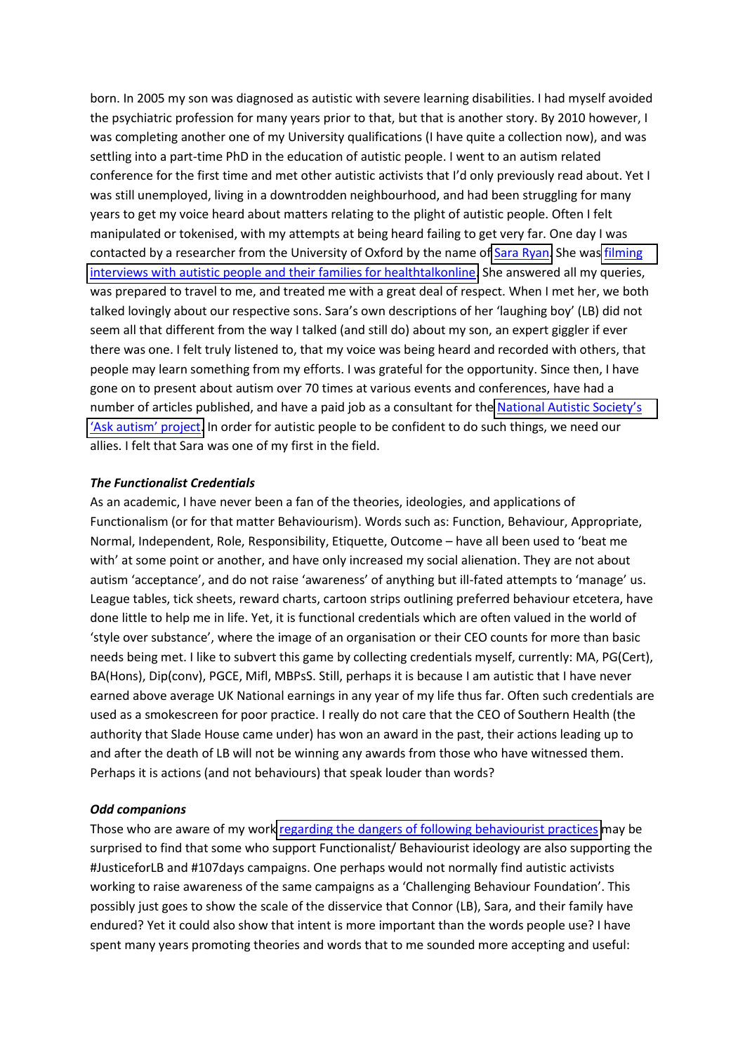born. In 2005 my son was diagnosed as autistic with severe learning disabilities. I had myself avoided the psychiatric profession for many years prior to that, but that is another story. By 2010 however, I was completing another one of my University qualifications (I have quite a collection now), and was settling into a part-time PhD in the education of autistic people. I went to an autism related conference for the first time and met other autistic activists that I'd only previously read about. Yet I was still unemployed, living in a downtrodden neighbourhood, and had been struggling for many years to get my voice heard about matters relating to the plight of autistic people. Often I felt manipulated or tokenised, with my attempts at being heard failing to get very far. One day I was contacted by a researcher from the University of Oxford by the name of Sara Ryan. She was filming interviews with autistic people and their families for healthtalkonline. She answered all my queries, was prepared to travel to me, and treated me with a great deal of respect. When I met her, we both talked lovingly about our respective sons. Sara's own descriptions of her 'laughing boy' (LB) did not seem all that different from the way I talked (and still do) about my son, an expert giggler if ever there was one. I felt truly listened to, that my voice was being heard and recorded with others, that people may learn something from my efforts. I was grateful for the opportunity. Since then, I have gone on to present about autism over 70 times at various events and conferences, have had a number of articles published, and have a paid job as a consultant for the National Autistic Society's 'Ask autism' project. In order for autistic people to be confident to do such things, we need our allies. I felt that Sara was one of my first in the field.

***The Functionalist Credentials***

As an academic, I have never been a fan of the theories, ideologies, and applications of Functionalism (or for that matter Behaviourism). Words such as: Function, Behaviour, Appropriate, Normal, Independent, Role, Responsibility, Etiquette, Outcome – have all been used to 'beat me with' at some point or another, and have only increased my social alienation. They are not about autism 'acceptance', and do not raise 'awareness' of anything but ill-fated attempts to 'manage' us. League tables, tick sheets, reward charts, cartoon strips outlining preferred behaviour etcetera, have done little to help me in life. Yet, it is functional credentials which are often valued in the world of 'style over substance', where the image of an organisation or their CEO counts for more than basic needs being met. I like to subvert this game by collecting credentials myself, currently: MA, PG(Cert), BA(Hons), Dip(conv), PGCE, MIfl, MBPsS. Still, perhaps it is because I am autistic that I have never earned above average UK National earnings in any year of my life thus far. Often such credentials are used as a smokescreen for poor practice. I really do not care that the CEO of Southern Health (the authority that Slade House came under) has won an award in the past, their actions leading up to and after the death of LB will not be winning any awards from those who have witnessed them. Perhaps it is actions (and not behaviours) that speak louder than words?

***Odd companions***

Those who are aware of my work regarding the dangers of following behaviourist practices may be surprised to find that some who support Functionalist/ Behaviourist ideology are also supporting the #JusticeforLB and #107days campaigns. One perhaps would not normally find autistic activists working to raise awareness of the same campaigns as a 'Challenging Behaviour Foundation'. This possibly just goes to show the scale of the disservice that Connor (LB), Sara, and their family have endured? Yet it could also show that intent is more important than the words people use? I have spent many years promoting theories and words that to me sounded more accepting and useful: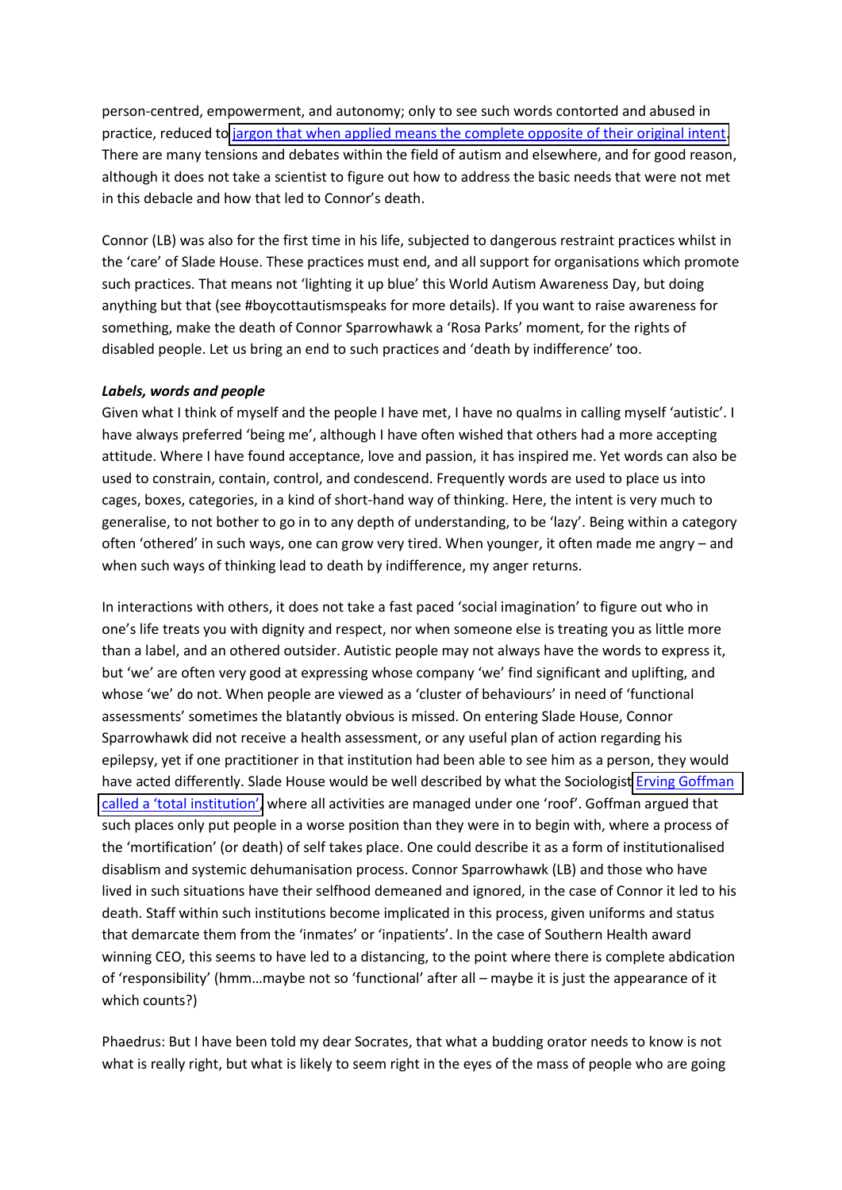person-centred, empowerment, and autonomy; only to see such words contorted and abused in practice, reduced to jargon that when applied means the complete opposite of their original intent. There are many tensions and debates within the field of autism and elsewhere, and for good reason, although it does not take a scientist to figure out how to address the basic needs that were not met in this debacle and how that led to Connor's death.

Connor (LB) was also for the first time in his life, subjected to dangerous restraint practices whilst in the 'care' of Slade House. These practices must end, and all support for organisations which promote such practices. That means not 'lighting it up blue' this World Autism Awareness Day, but doing anything but that (see #boycottautismspeaks for more details). If you want to raise awareness for something, make the death of Connor Sparrowhawk a 'Rosa Parks' moment, for the rights of disabled people. Let us bring an end to such practices and 'death by indifference' too.

***Labels, words and people***

Given what I think of myself and the people I have met, I have no qualms in calling myself 'autistic'. I have always preferred 'being me', although I have often wished that others had a more accepting attitude. Where I have found acceptance, love and passion, it has inspired me. Yet words can also be used to constrain, contain, control, and condescend. Frequently words are used to place us into cages, boxes, categories, in a kind of short-hand way of thinking. Here, the intent is very much to generalise, to not bother to go in to any depth of understanding, to be 'lazy'. Being within a category often 'othered' in such ways, one can grow very tired. When younger, it often made me angry – and when such ways of thinking lead to death by indifference, my anger returns.

In interactions with others, it does not take a fast paced 'social imagination' to figure out who in one's life treats you with dignity and respect, nor when someone else is treating you as little more than a label, and an othered outsider. Autistic people may not always have the words to express it, but 'we' are often very good at expressing whose company 'we' find significant and uplifting, and whose 'we' do not. When people are viewed as a 'cluster of behaviours' in need of 'functional assessments' sometimes the blatantly obvious is missed. On entering Slade House, Connor Sparrowhawk did not receive a health assessment, or any useful plan of action regarding his epilepsy, yet if one practitioner in that institution had been able to see him as a person, they would have acted differently. Slade House would be well described by what the Sociologist Erving Goffman called a 'total institution', where all activities are managed under one 'roof'. Goffman argued that such places only put people in a worse position than they were in to begin with, where a process of the 'mortification' (or death) of self takes place. One could describe it as a form of institutionalised disablism and systemic dehumanisation process. Connor Sparrowhawk (LB) and those who have lived in such situations have their selfhood demeaned and ignored, in the case of Connor it led to his death. Staff within such institutions become implicated in this process, given uniforms and status that demarcate them from the 'inmates' or 'inpatients'. In the case of Southern Health award winning CEO, this seems to have led to a distancing, to the point where there is complete abdication of 'responsibility' (hmm…maybe not so 'functional' after all – maybe it is just the appearance of it which counts?)

Phaedrus: But I have been told my dear Socrates, that what a budding orator needs to know is not what is really right, but what is likely to seem right in the eyes of the mass of people who are going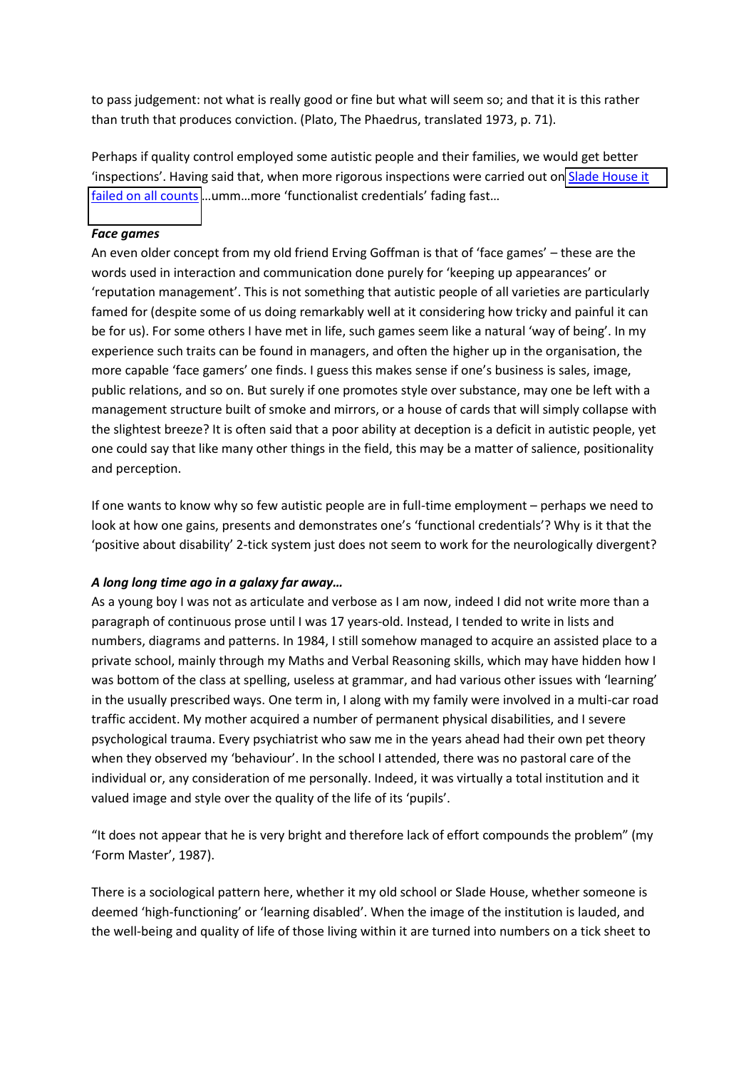to pass judgement: not what is really good or fine but what will seem so; and that it is this rather than truth that produces conviction. (Plato, The Phaedrus, translated 1973, p. 71).

Perhaps if quality control employed some autistic people and their families, we would get better 'inspections'. Having said that, when more rigorous inspections were carried out on Slade House it failed on all counts…umm…more 'functionalist credentials' fading fast…

***Face games***

An even older concept from my old friend Erving Goffman is that of 'face games' – these are the words used in interaction and communication done purely for 'keeping up appearances' or 'reputation management'. This is not something that autistic people of all varieties are particularly famed for (despite some of us doing remarkably well at it considering how tricky and painful it can be for us). For some others I have met in life, such games seem like a natural 'way of being'. In my experience such traits can be found in managers, and often the higher up in the organisation, the more capable 'face gamers' one finds. I guess this makes sense if one's business is sales, image, public relations, and so on. But surely if one promotes style over substance, may one be left with a management structure built of smoke and mirrors, or a house of cards that will simply collapse with the slightest breeze? It is often said that a poor ability at deception is a deficit in autistic people, yet one could say that like many other things in the field, this may be a matter of salience, positionality and perception.

If one wants to know why so few autistic people are in full-time employment – perhaps we need to look at how one gains, presents and demonstrates one's 'functional credentials'? Why is it that the 'positive about disability' 2-tick system just does not seem to work for the neurologically divergent?

***A long long time ago in a galaxy far away…***

As a young boy I was not as articulate and verbose as I am now, indeed I did not write more than a paragraph of continuous prose until I was 17 years-old. Instead, I tended to write in lists and numbers, diagrams and patterns. In 1984, I still somehow managed to acquire an assisted place to a private school, mainly through my Maths and Verbal Reasoning skills, which may have hidden how I was bottom of the class at spelling, useless at grammar, and had various other issues with 'learning' in the usually prescribed ways. One term in, I along with my family were involved in a multi-car road traffic accident. My mother acquired a number of permanent physical disabilities, and I severe psychological trauma. Every psychiatrist who saw me in the years ahead had their own pet theory when they observed my 'behaviour'. In the school I attended, there was no pastoral care of the individual or, any consideration of me personally. Indeed, it was virtually a total institution and it valued image and style over the quality of the life of its 'pupils'.

"It does not appear that he is very bright and therefore lack of effort compounds the problem" (my 'Form Master', 1987).

There is a sociological pattern here, whether it my old school or Slade House, whether someone is deemed 'high-functioning' or 'learning disabled'. When the image of the institution is lauded, and the well-being and quality of life of those living within it are turned into numbers on a tick sheet to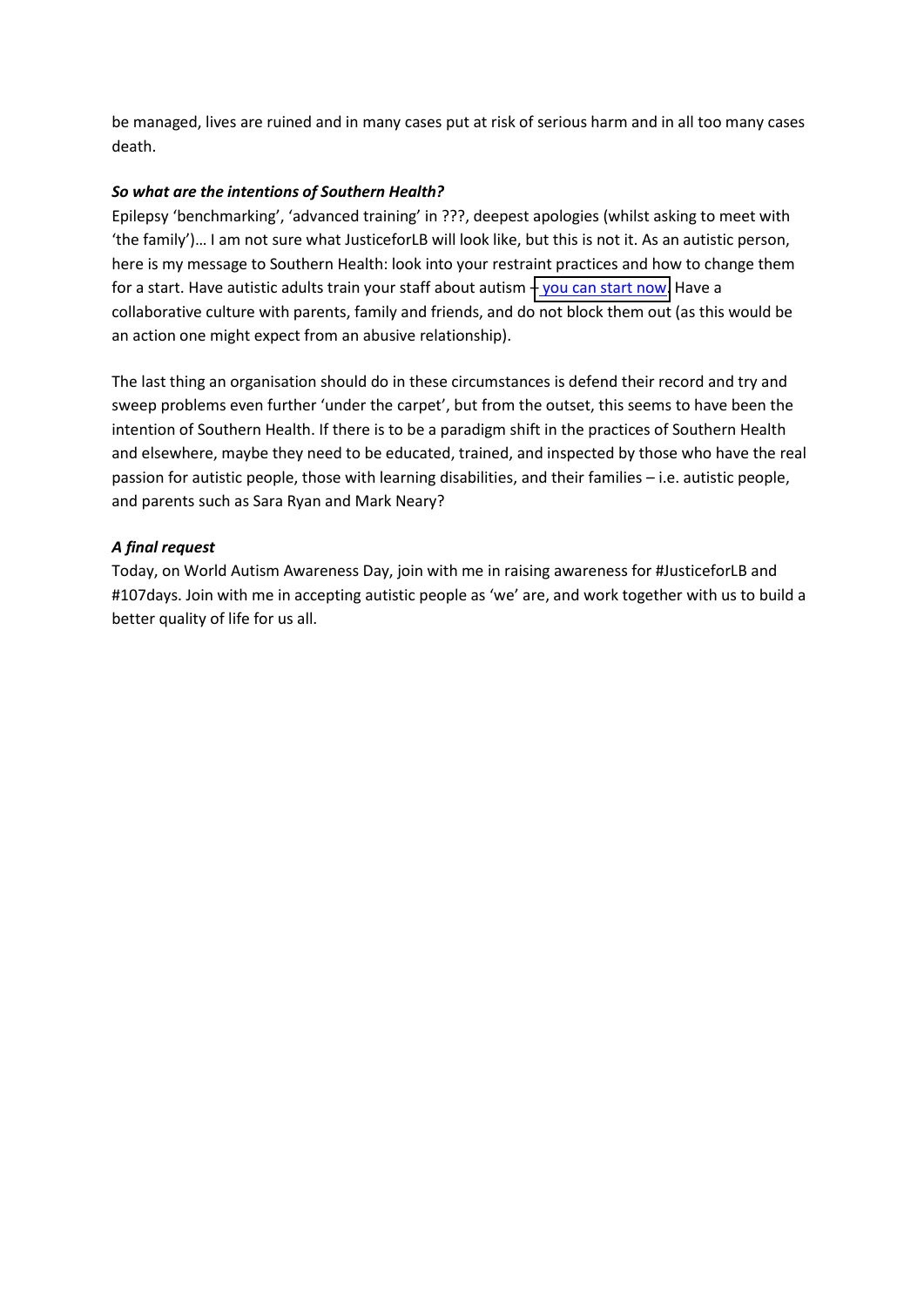be managed, lives are ruined and in many cases put at risk of serious harm and in all too many cases death.

***So what are the intentions of Southern Health?***

Epilepsy 'benchmarking', 'advanced training' in ???, deepest apologies (whilst asking to meet with 'the family')… I am not sure what JusticeforLB will look like, but this is not it. As an autistic person, here is my message to Southern Health: look into your restraint practices and how to change them for a start. Have autistic adults train your staff about autism – you can start now. Have a collaborative culture with parents, family and friends, and do not block them out (as this would be an action one might expect from an abusive relationship).

The last thing an organisation should do in these circumstances is defend their record and try and sweep problems even further 'under the carpet', but from the outset, this seems to have been the intention of Southern Health. If there is to be a paradigm shift in the practices of Southern Health and elsewhere, maybe they need to be educated, trained, and inspected by those who have the real passion for autistic people, those with learning disabilities, and their families – i.e. autistic people, and parents such as Sara Ryan and Mark Neary?

***A final request***

Today, on World Autism Awareness Day, join with me in raising awareness for #JusticeforLB and #107days. Join with me in accepting autistic people as 'we' are, and work together with us to build a better quality of life for us all.